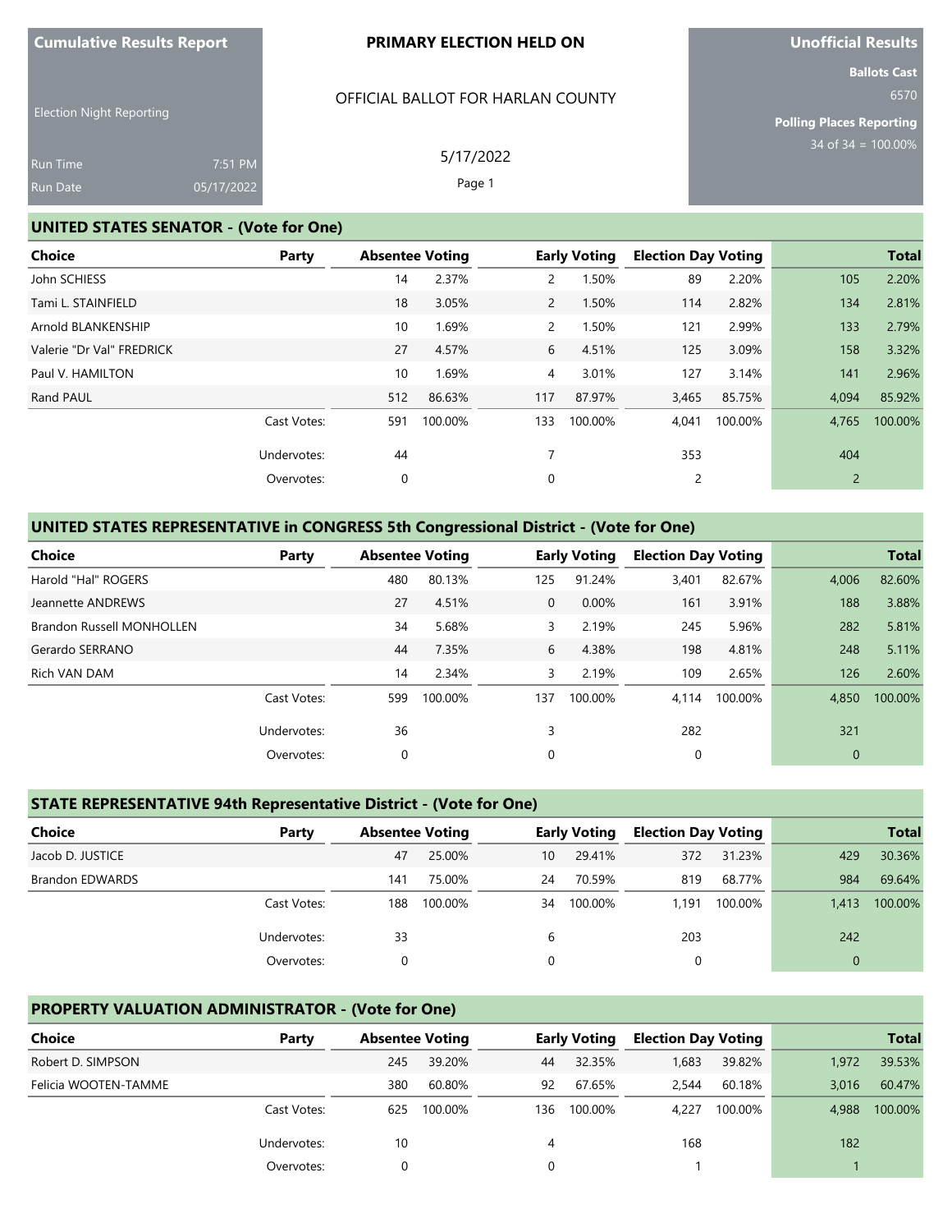**Cumulative Results Report**

Election Night Reporting

Run Time 7:51 PM
Run Date 05/17/2022

**PRIMARY ELECTION HELD ON**

OFFICIAL BALLOT FOR HARLAN COUNTY

5/17/2022

**Unofficial Results**

**Ballots Cast**
6570

**Polling Places Reporting**
34 of 34 = 100.00%

## UNITED STATES SENATOR - (Vote for One)

| Choice | Party | Absentee Voting | | Early Voting | | Election Day Voting | | Total | |
|---|---|---|---|---|---|---|---|---|---|
| John SCHIESS | | 14 | 2.37% | 2 | 1.50% | 89 | 2.20% | 105 | 2.20% |
| Tami L. STAINFIELD | | 18 | 3.05% | 2 | 1.50% | 114 | 2.82% | 134 | 2.81% |
| Arnold BLANKENSHIP | | 10 | 1.69% | 2 | 1.50% | 121 | 2.99% | 133 | 2.79% |
| Valerie "Dr Val" FREDRICK | | 27 | 4.57% | 6 | 4.51% | 125 | 3.09% | 158 | 3.32% |
| Paul V. HAMILTON | | 10 | 1.69% | 4 | 3.01% | 127 | 3.14% | 141 | 2.96% |
| Rand PAUL | | 512 | 86.63% | 117 | 87.97% | 3,465 | 85.75% | 4,094 | 85.92% |
| | Cast Votes: | 591 | 100.00% | 133 | 100.00% | 4,041 | 100.00% | 4,765 | 100.00% |
| | Undervotes: | 44 | | 7 | | 353 | | 404 | |
| | Overvotes: | 0 | | 0 | | 2 | | 2 | |

## UNITED STATES REPRESENTATIVE in CONGRESS 5th Congressional District - (Vote for One)

| Choice | Party | Absentee Voting | | Early Voting | | Election Day Voting | | Total | |
|---|---|---|---|---|---|---|---|---|---|
| Harold "Hal" ROGERS | | 480 | 80.13% | 125 | 91.24% | 3,401 | 82.67% | 4,006 | 82.60% |
| Jeannette ANDREWS | | 27 | 4.51% | 0 | 0.00% | 161 | 3.91% | 188 | 3.88% |
| Brandon Russell MONHOLLEN | | 34 | 5.68% | 3 | 2.19% | 245 | 5.96% | 282 | 5.81% |
| Gerardo SERRANO | | 44 | 7.35% | 6 | 4.38% | 198 | 4.81% | 248 | 5.11% |
| Rich VAN DAM | | 14 | 2.34% | 3 | 2.19% | 109 | 2.65% | 126 | 2.60% |
| | Cast Votes: | 599 | 100.00% | 137 | 100.00% | 4,114 | 100.00% | 4,850 | 100.00% |
| | Undervotes: | 36 | | 3 | | 282 | | 321 | |
| | Overvotes: | 0 | | 0 | | 0 | | 0 | |

## STATE REPRESENTATIVE 94th Representative District - (Vote for One)

| Choice | Party | Absentee Voting | | Early Voting | | Election Day Voting | | Total | |
|---|---|---|---|---|---|---|---|---|---|
| Jacob D. JUSTICE | | 47 | 25.00% | 10 | 29.41% | 372 | 31.23% | 429 | 30.36% |
| Brandon EDWARDS | | 141 | 75.00% | 24 | 70.59% | 819 | 68.77% | 984 | 69.64% |
| | Cast Votes: | 188 | 100.00% | 34 | 100.00% | 1,191 | 100.00% | 1,413 | 100.00% |
| | Undervotes: | 33 | | 6 | | 203 | | 242 | |
| | Overvotes: | 0 | | 0 | | 0 | | 0 | |

## PROPERTY VALUATION ADMINISTRATOR - (Vote for One)

| Choice | Party | Absentee Voting | | Early Voting | | Election Day Voting | | Total | |
|---|---|---|---|---|---|---|---|---|---|
| Robert D. SIMPSON | | 245 | 39.20% | 44 | 32.35% | 1,683 | 39.82% | 1,972 | 39.53% |
| Felicia WOOTEN-TAMME | | 380 | 60.80% | 92 | 67.65% | 2,544 | 60.18% | 3,016 | 60.47% |
| | Cast Votes: | 625 | 100.00% | 136 | 100.00% | 4,227 | 100.00% | 4,988 | 100.00% |
| | Undervotes: | 10 | | 4 | | 168 | | 182 | |
| | Overvotes: | 0 | | 0 | | 1 | | 1 | |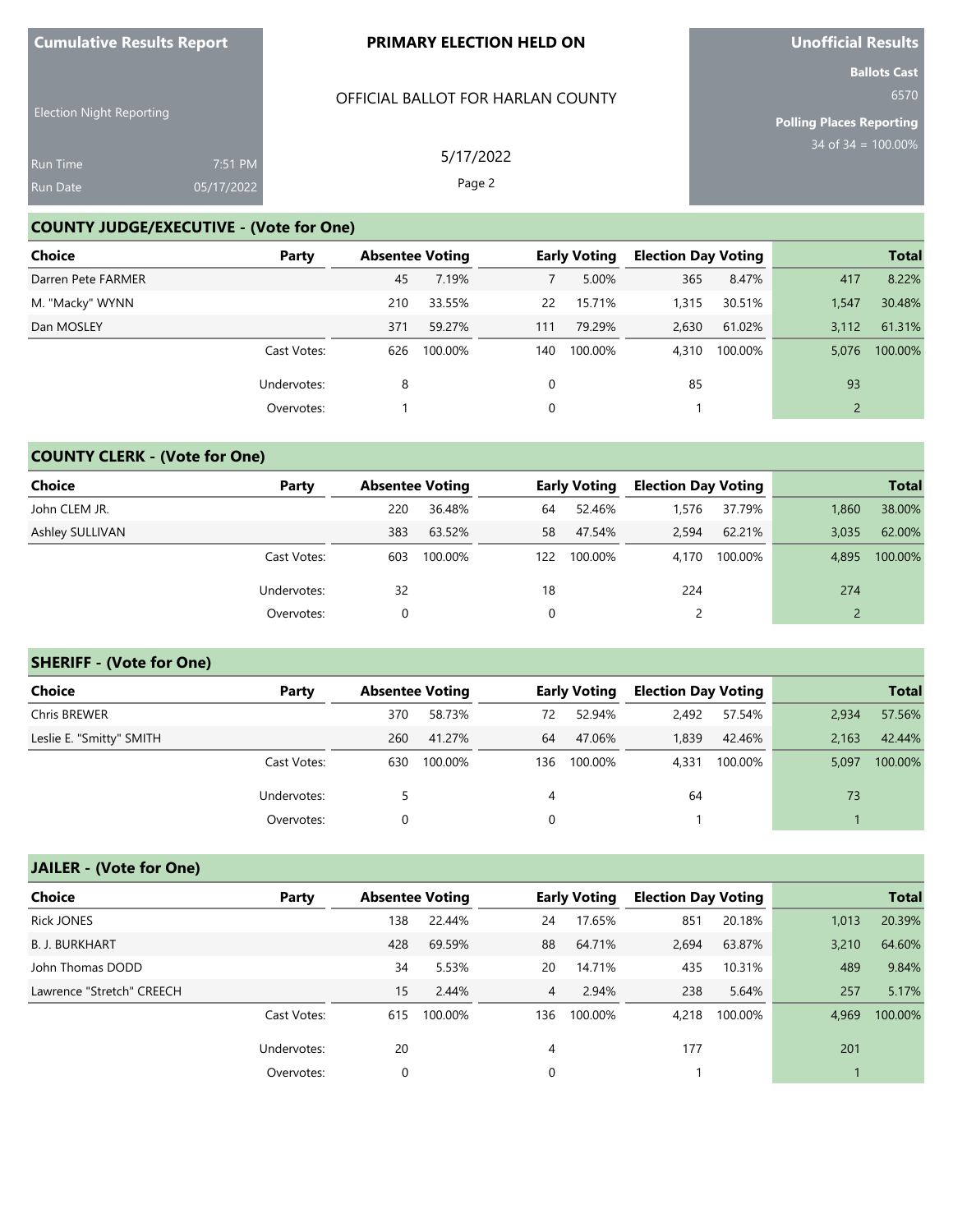**Cumulative Results Report**

Election Night Reporting

Run Time 7:51 PM
Run Date 05/17/2022

**PRIMARY ELECTION HELD ON**

OFFICIAL BALLOT FOR HARLAN COUNTY

5/17/2022

**Unofficial Results**

**Ballots Cast**
6570

**Polling Places Reporting**
34 of 34 = 100.00%

## COUNTY JUDGE/EXECUTIVE - (Vote for One)

| Choice | Party | Absentee Voting | | Early Voting | | Election Day Voting | | Total | |
|---|---|---|---|---|---|---|---|---|---|
| Darren Pete FARMER | | 45 | 7.19% | 7 | 5.00% | 365 | 8.47% | 417 | 8.22% |
| M. "Macky" WYNN | | 210 | 33.55% | 22 | 15.71% | 1,315 | 30.51% | 1,547 | 30.48% |
| Dan MOSLEY | | 371 | 59.27% | 111 | 79.29% | 2,630 | 61.02% | 3,112 | 61.31% |
| | Cast Votes: | 626 | 100.00% | 140 | 100.00% | 4,310 | 100.00% | 5,076 | 100.00% |
| | Undervotes: | 8 | | 0 | | 85 | | 93 | |
| | Overvotes: | 1 | | 0 | | 1 | | 2 | |

## COUNTY CLERK - (Vote for One)

| Choice | Party | Absentee Voting | | Early Voting | | Election Day Voting | | Total | |
|---|---|---|---|---|---|---|---|---|---|
| John CLEM JR. | | 220 | 36.48% | 64 | 52.46% | 1,576 | 37.79% | 1,860 | 38.00% |
| Ashley SULLIVAN | | 383 | 63.52% | 58 | 47.54% | 2,594 | 62.21% | 3,035 | 62.00% |
| | Cast Votes: | 603 | 100.00% | 122 | 100.00% | 4,170 | 100.00% | 4,895 | 100.00% |
| | Undervotes: | 32 | | 18 | | 224 | | 274 | |
| | Overvotes: | 0 | | 0 | | 2 | | 2 | |

## SHERIFF - (Vote for One)

| Choice | Party | Absentee Voting | | Early Voting | | Election Day Voting | | Total | |
|---|---|---|---|---|---|---|---|---|---|
| Chris BREWER | | 370 | 58.73% | 72 | 52.94% | 2,492 | 57.54% | 2,934 | 57.56% |
| Leslie E. "Smitty" SMITH | | 260 | 41.27% | 64 | 47.06% | 1,839 | 42.46% | 2,163 | 42.44% |
| | Cast Votes: | 630 | 100.00% | 136 | 100.00% | 4,331 | 100.00% | 5,097 | 100.00% |
| | Undervotes: | 5 | | 4 | | 64 | | 73 | |
| | Overvotes: | 0 | | 0 | | 1 | | 1 | |

## JAILER - (Vote for One)

| Choice | Party | Absentee Voting | | Early Voting | | Election Day Voting | | Total | |
|---|---|---|---|---|---|---|---|---|---|
| Rick JONES | | 138 | 22.44% | 24 | 17.65% | 851 | 20.18% | 1,013 | 20.39% |
| B. J. BURKHART | | 428 | 69.59% | 88 | 64.71% | 2,694 | 63.87% | 3,210 | 64.60% |
| John Thomas DODD | | 34 | 5.53% | 20 | 14.71% | 435 | 10.31% | 489 | 9.84% |
| Lawrence "Stretch" CREECH | | 15 | 2.44% | 4 | 2.94% | 238 | 5.64% | 257 | 5.17% |
| | Cast Votes: | 615 | 100.00% | 136 | 100.00% | 4,218 | 100.00% | 4,969 | 100.00% |
| | Undervotes: | 20 | | 4 | | 177 | | 201 | |
| | Overvotes: | 0 | | 0 | | 1 | | 1 | |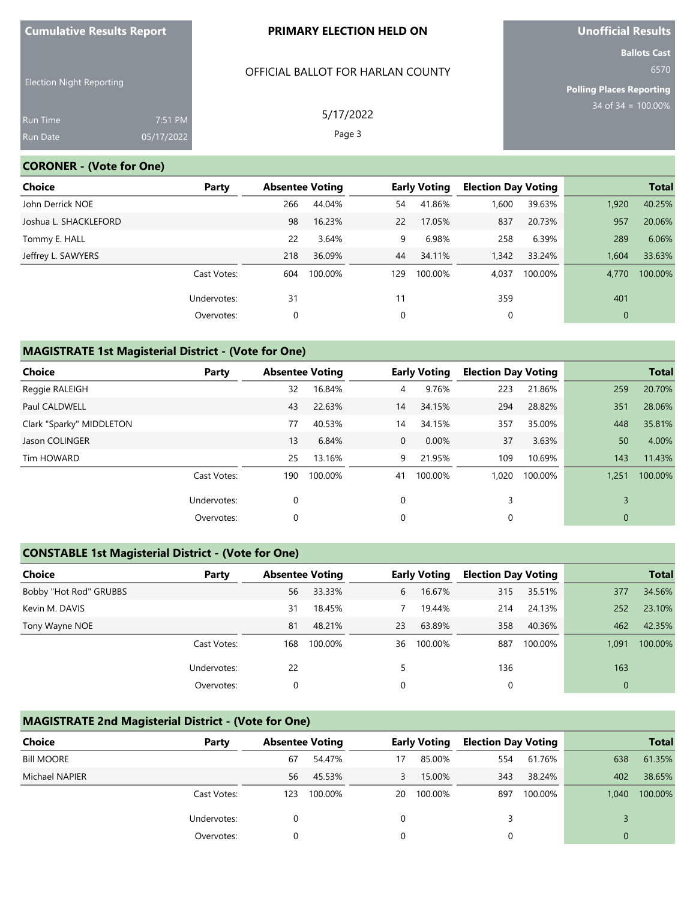**Cumulative Results Report**

Election Night Reporting

Run Time 7:51 PM
Run Date 05/17/2022

**PRIMARY ELECTION HELD ON**

OFFICIAL BALLOT FOR HARLAN COUNTY

5/17/2022

**Unofficial Results**

**Ballots Cast**
6570

**Polling Places Reporting**
34 of 34 = 100.00%

## CORONER - (Vote for One)

| Choice | Party | Absentee Voting | | Early Voting | | Election Day Voting | | Total | |
|---|---|---|---|---|---|---|---|---|---|
| John Derrick NOE | | 266 | 44.04% | 54 | 41.86% | 1,600 | 39.63% | 1,920 | 40.25% |
| Joshua L. SHACKLEFORD | | 98 | 16.23% | 22 | 17.05% | 837 | 20.73% | 957 | 20.06% |
| Tommy E. HALL | | 22 | 3.64% | 9 | 6.98% | 258 | 6.39% | 289 | 6.06% |
| Jeffrey L. SAWYERS | | 218 | 36.09% | 44 | 34.11% | 1,342 | 33.24% | 1,604 | 33.63% |
| | Cast Votes: | 604 | 100.00% | 129 | 100.00% | 4,037 | 100.00% | 4,770 | 100.00% |
| | Undervotes: | 31 | | 11 | | 359 | | 401 | |
| | Overvotes: | 0 | | 0 | | 0 | | 0 | |

## MAGISTRATE 1st Magisterial District - (Vote for One)

| Choice | Party | Absentee Voting | | Early Voting | | Election Day Voting | | Total | |
|---|---|---|---|---|---|---|---|---|---|
| Reggie RALEIGH | | 32 | 16.84% | 4 | 9.76% | 223 | 21.86% | 259 | 20.70% |
| Paul CALDWELL | | 43 | 22.63% | 14 | 34.15% | 294 | 28.82% | 351 | 28.06% |
| Clark "Sparky" MIDDLETON | | 77 | 40.53% | 14 | 34.15% | 357 | 35.00% | 448 | 35.81% |
| Jason COLINGER | | 13 | 6.84% | 0 | 0.00% | 37 | 3.63% | 50 | 4.00% |
| Tim HOWARD | | 25 | 13.16% | 9 | 21.95% | 109 | 10.69% | 143 | 11.43% |
| | Cast Votes: | 190 | 100.00% | 41 | 100.00% | 1,020 | 100.00% | 1,251 | 100.00% |
| | Undervotes: | 0 | | 0 | | 3 | | 3 | |
| | Overvotes: | 0 | | 0 | | 0 | | 0 | |

## CONSTABLE 1st Magisterial District - (Vote for One)

| Choice | Party | Absentee Voting | | Early Voting | | Election Day Voting | | Total | |
|---|---|---|---|---|---|---|---|---|---|
| Bobby "Hot Rod" GRUBBS | | 56 | 33.33% | 6 | 16.67% | 315 | 35.51% | 377 | 34.56% |
| Kevin M. DAVIS | | 31 | 18.45% | 7 | 19.44% | 214 | 24.13% | 252 | 23.10% |
| Tony Wayne NOE | | 81 | 48.21% | 23 | 63.89% | 358 | 40.36% | 462 | 42.35% |
| | Cast Votes: | 168 | 100.00% | 36 | 100.00% | 887 | 100.00% | 1,091 | 100.00% |
| | Undervotes: | 22 | | 5 | | 136 | | 163 | |
| | Overvotes: | 0 | | 0 | | 0 | | 0 | |

## MAGISTRATE 2nd Magisterial District - (Vote for One)

| Choice | Party | Absentee Voting | | Early Voting | | Election Day Voting | | Total | |
|---|---|---|---|---|---|---|---|---|---|
| Bill MOORE | | 67 | 54.47% | 17 | 85.00% | 554 | 61.76% | 638 | 61.35% |
| Michael NAPIER | | 56 | 45.53% | 3 | 15.00% | 343 | 38.24% | 402 | 38.65% |
| | Cast Votes: | 123 | 100.00% | 20 | 100.00% | 897 | 100.00% | 1,040 | 100.00% |
| | Undervotes: | 0 | | 0 | | 3 | | 3 | |
| | Overvotes: | 0 | | 0 | | 0 | | 0 | |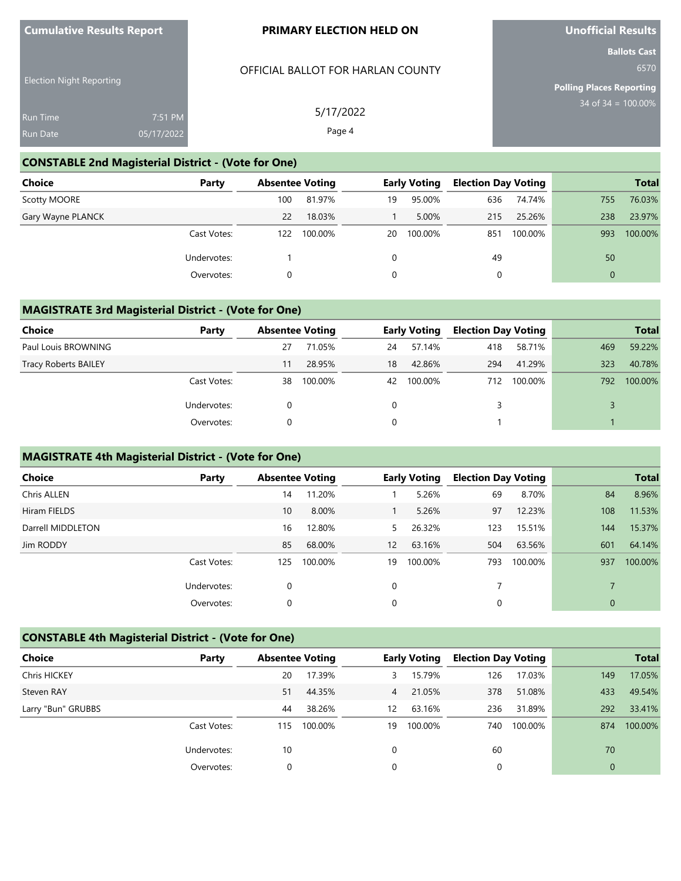Cumulative Results Report

Election Night Reporting

Run Time 7:51 PM
Run Date 05/17/2022

**PRIMARY ELECTION HELD ON**

OFFICIAL BALLOT FOR HARLAN COUNTY

5/17/2022

**Unofficial Results**

**Ballots Cast**
6570

**Polling Places Reporting**
34 of 34 = 100.00%

## CONSTABLE 2nd Magisterial District - (Vote for One)

| Choice | Party | Absentee Voting | | Early Voting | | Election Day Voting | | Total | |
|---|---|---|---|---|---|---|---|---|---|
| Scotty MOORE | | 100 | 81.97% | 19 | 95.00% | 636 | 74.74% | 755 | 76.03% |
| Gary Wayne PLANCK | | 22 | 18.03% | 1 | 5.00% | 215 | 25.26% | 238 | 23.97% |
| | Cast Votes: | 122 | 100.00% | 20 | 100.00% | 851 | 100.00% | 993 | 100.00% |
| | Undervotes: | 1 | | 0 | | 49 | | 50 | |
| | Overvotes: | 0 | | 0 | | 0 | | 0 | |

## MAGISTRATE 3rd Magisterial District - (Vote for One)

| Choice | Party | Absentee Voting | | Early Voting | | Election Day Voting | | Total | |
|---|---|---|---|---|---|---|---|---|---|
| Paul Louis BROWNING | | 27 | 71.05% | 24 | 57.14% | 418 | 58.71% | 469 | 59.22% |
| Tracy Roberts BAILEY | | 11 | 28.95% | 18 | 42.86% | 294 | 41.29% | 323 | 40.78% |
| | Cast Votes: | 38 | 100.00% | 42 | 100.00% | 712 | 100.00% | 792 | 100.00% |
| | Undervotes: | 0 | | 0 | | 3 | | 3 | |
| | Overvotes: | 0 | | 0 | | 1 | | 1 | |

## MAGISTRATE 4th Magisterial District - (Vote for One)

| Choice | Party | Absentee Voting | | Early Voting | | Election Day Voting | | Total | |
|---|---|---|---|---|---|---|---|---|---|
| Chris ALLEN | | 14 | 11.20% | 1 | 5.26% | 69 | 8.70% | 84 | 8.96% |
| Hiram FIELDS | | 10 | 8.00% | 1 | 5.26% | 97 | 12.23% | 108 | 11.53% |
| Darrell MIDDLETON | | 16 | 12.80% | 5 | 26.32% | 123 | 15.51% | 144 | 15.37% |
| Jim RODDY | | 85 | 68.00% | 12 | 63.16% | 504 | 63.56% | 601 | 64.14% |
| | Cast Votes: | 125 | 100.00% | 19 | 100.00% | 793 | 100.00% | 937 | 100.00% |
| | Undervotes: | 0 | | 0 | | 7 | | 7 | |
| | Overvotes: | 0 | | 0 | | 0 | | 0 | |

## CONSTABLE 4th Magisterial District - (Vote for One)

| Choice | Party | Absentee Voting | | Early Voting | | Election Day Voting | | Total | |
|---|---|---|---|---|---|---|---|---|---|
| Chris HICKEY | | 20 | 17.39% | 3 | 15.79% | 126 | 17.03% | 149 | 17.05% |
| Steven RAY | | 51 | 44.35% | 4 | 21.05% | 378 | 51.08% | 433 | 49.54% |
| Larry "Bun" GRUBBS | | 44 | 38.26% | 12 | 63.16% | 236 | 31.89% | 292 | 33.41% |
| | Cast Votes: | 115 | 100.00% | 19 | 100.00% | 740 | 100.00% | 874 | 100.00% |
| | Undervotes: | 10 | | 0 | | 60 | | 70 | |
| | Overvotes: | 0 | | 0 | | 0 | | 0 | |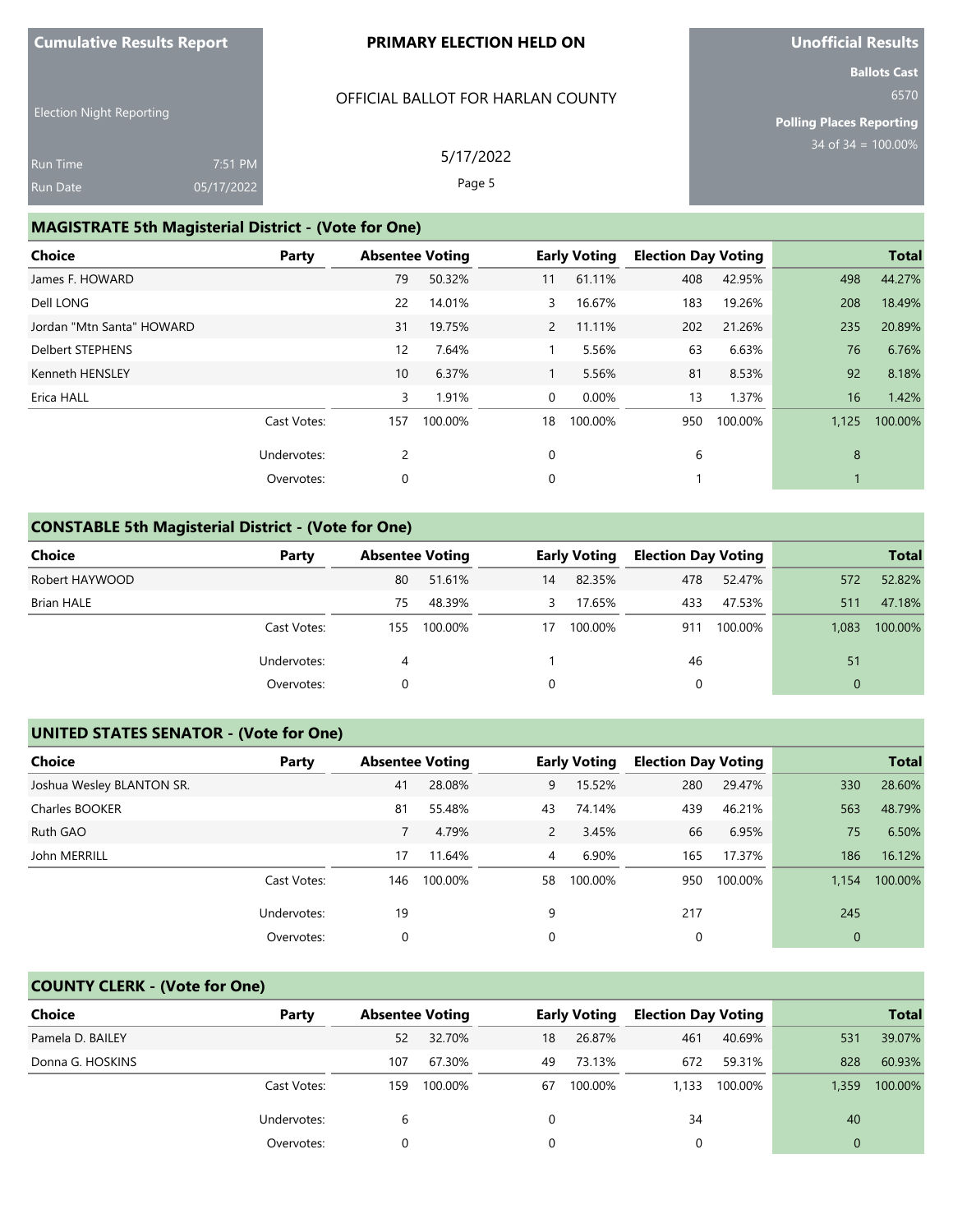Cumulative Results Report

Election Night Reporting

Run Time 7:51 PM
Run Date 05/17/2022

**PRIMARY ELECTION HELD ON**

OFFICIAL BALLOT FOR HARLAN COUNTY

5/17/2022

**Unofficial Results**

**Ballots Cast** 6570

**Polling Places Reporting** 34 of 34 = 100.00%

## MAGISTRATE 5th Magisterial District - (Vote for One)

| Choice | Party | Absentee Voting | | Early Voting | | Election Day Voting | | Total | |
|---|---|---|---|---|---|---|---|---|---|
| James F. HOWARD | | 79 | 50.32% | 11 | 61.11% | 408 | 42.95% | 498 | 44.27% |
| Dell LONG | | 22 | 14.01% | 3 | 16.67% | 183 | 19.26% | 208 | 18.49% |
| Jordan "Mtn Santa" HOWARD | | 31 | 19.75% | 2 | 11.11% | 202 | 21.26% | 235 | 20.89% |
| Delbert STEPHENS | | 12 | 7.64% | 1 | 5.56% | 63 | 6.63% | 76 | 6.76% |
| Kenneth HENSLEY | | 10 | 6.37% | 1 | 5.56% | 81 | 8.53% | 92 | 8.18% |
| Erica HALL | | 3 | 1.91% | 0 | 0.00% | 13 | 1.37% | 16 | 1.42% |
| | Cast Votes: | 157 | 100.00% | 18 | 100.00% | 950 | 100.00% | 1,125 | 100.00% |
| | Undervotes: | 2 | | 0 | | 6 | | 8 | |
| | Overvotes: | 0 | | 0 | | 1 | | 1 | |

## CONSTABLE 5th Magisterial District - (Vote for One)

| Choice | Party | Absentee Voting | | Early Voting | | Election Day Voting | | Total | |
|---|---|---|---|---|---|---|---|---|---|
| Robert HAYWOOD | | 80 | 51.61% | 14 | 82.35% | 478 | 52.47% | 572 | 52.82% |
| Brian HALE | | 75 | 48.39% | 3 | 17.65% | 433 | 47.53% | 511 | 47.18% |
| | Cast Votes: | 155 | 100.00% | 17 | 100.00% | 911 | 100.00% | 1,083 | 100.00% |
| | Undervotes: | 4 | | 1 | | 46 | | 51 | |
| | Overvotes: | 0 | | 0 | | 0 | | 0 | |

## UNITED STATES SENATOR - (Vote for One)

| Choice | Party | Absentee Voting | | Early Voting | | Election Day Voting | | Total | |
|---|---|---|---|---|---|---|---|---|---|
| Joshua Wesley BLANTON SR. | | 41 | 28.08% | 9 | 15.52% | 280 | 29.47% | 330 | 28.60% |
| Charles BOOKER | | 81 | 55.48% | 43 | 74.14% | 439 | 46.21% | 563 | 48.79% |
| Ruth GAO | | 7 | 4.79% | 2 | 3.45% | 66 | 6.95% | 75 | 6.50% |
| John MERRILL | | 17 | 11.64% | 4 | 6.90% | 165 | 17.37% | 186 | 16.12% |
| | Cast Votes: | 146 | 100.00% | 58 | 100.00% | 950 | 100.00% | 1,154 | 100.00% |
| | Undervotes: | 19 | | 9 | | 217 | | 245 | |
| | Overvotes: | 0 | | 0 | | 0 | | 0 | |

## COUNTY CLERK - (Vote for One)

| Choice | Party | Absentee Voting | | Early Voting | | Election Day Voting | | Total | |
|---|---|---|---|---|---|---|---|---|---|
| Pamela D. BAILEY | | 52 | 32.70% | 18 | 26.87% | 461 | 40.69% | 531 | 39.07% |
| Donna G. HOSKINS | | 107 | 67.30% | 49 | 73.13% | 672 | 59.31% | 828 | 60.93% |
| | Cast Votes: | 159 | 100.00% | 67 | 100.00% | 1,133 | 100.00% | 1,359 | 100.00% |
| | Undervotes: | 6 | | 0 | | 34 | | 40 | |
| | Overvotes: | 0 | | 0 | | 0 | | 0 | |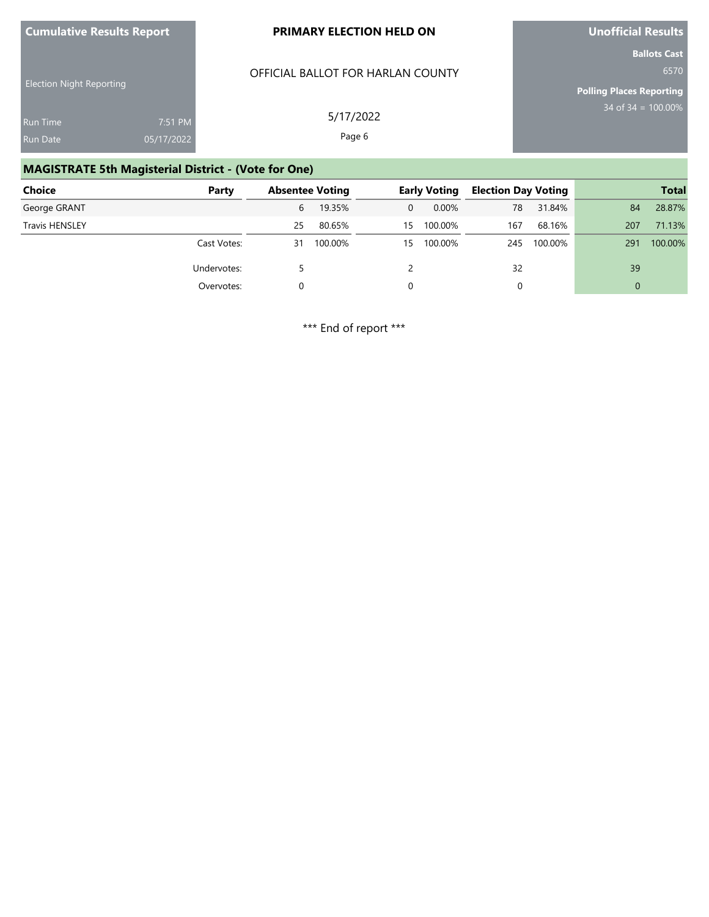**Cumulative Results Report**

Election Night Reporting

Run Time 7:51 PM
Run Date 05/17/2022

**PRIMARY ELECTION HELD ON**

OFFICIAL BALLOT FOR HARLAN COUNTY

5/17/2022

**Unofficial Results**

**Ballots Cast**
6570

**Polling Places Reporting**
34 of 34 = 100.00%

## MAGISTRATE 5th Magisterial District - (Vote for One)

| Choice | Party | Absentee Voting | | Early Voting | | Election Day Voting | | Total | |
|---|---|---|---|---|---|---|---|---|---|
| George GRANT | | 6 | 19.35% | 0 | 0.00% | 78 | 31.84% | 84 | 28.87% |
| Travis HENSLEY | | 25 | 80.65% | 15 | 100.00% | 167 | 68.16% | 207 | 71.13% |
| | Cast Votes: | 31 | 100.00% | 15 | 100.00% | 245 | 100.00% | 291 | 100.00% |
| | Undervotes: | 5 | | 2 | | 32 | | 39 | |
| | Overvotes: | 0 | | 0 | | 0 | | 0 | |

*** End of report ***